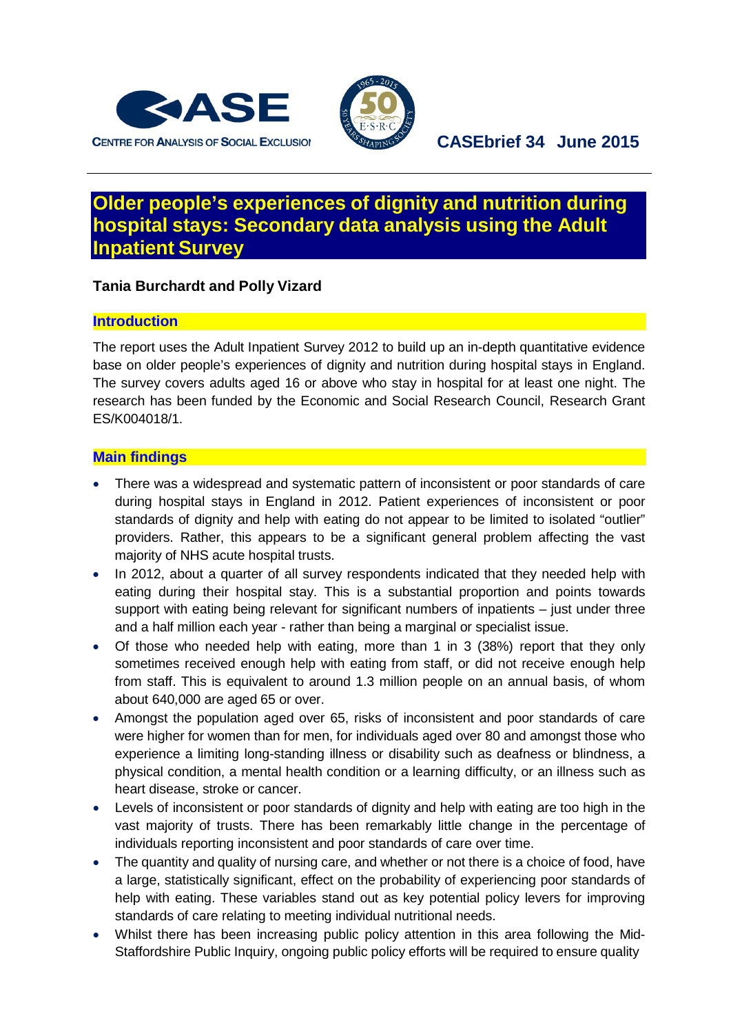CASE — CENTRE FOR ANALYSIS OF SOCIAL EXCLUSION

**CASEbrief 34 June 2015**

# Older people's experiences of dignity and nutrition during hospital stays: Secondary data analysis using the Adult Inpatient Survey

**Tania Burchardt and Polly Vizard**

## Introduction

The report uses the Adult Inpatient Survey 2012 to build up an in-depth quantitative evidence base on older people's experiences of dignity and nutrition during hospital stays in England. The survey covers adults aged 16 or above who stay in hospital for at least one night. The research has been funded by the Economic and Social Research Council, Research Grant ES/K004018/1.

## Main findings

- There was a widespread and systematic pattern of inconsistent or poor standards of care during hospital stays in England in 2012. Patient experiences of inconsistent or poor standards of dignity and help with eating do not appear to be limited to isolated "outlier" providers. Rather, this appears to be a significant general problem affecting the vast majority of NHS acute hospital trusts.
- In 2012, about a quarter of all survey respondents indicated that they needed help with eating during their hospital stay. This is a substantial proportion and points towards support with eating being relevant for significant numbers of inpatients – just under three and a half million each year - rather than being a marginal or specialist issue.
- Of those who needed help with eating, more than 1 in 3 (38%) report that they only sometimes received enough help with eating from staff, or did not receive enough help from staff. This is equivalent to around 1.3 million people on an annual basis, of whom about 640,000 are aged 65 or over.
- Amongst the population aged over 65, risks of inconsistent and poor standards of care were higher for women than for men, for individuals aged over 80 and amongst those who experience a limiting long-standing illness or disability such as deafness or blindness, a physical condition, a mental health condition or a learning difficulty, or an illness such as heart disease, stroke or cancer.
- Levels of inconsistent or poor standards of dignity and help with eating are too high in the vast majority of trusts. There has been remarkably little change in the percentage of individuals reporting inconsistent and poor standards of care over time.
- The quantity and quality of nursing care, and whether or not there is a choice of food, have a large, statistically significant, effect on the probability of experiencing poor standards of help with eating. These variables stand out as key potential policy levers for improving standards of care relating to meeting individual nutritional needs.
- Whilst there has been increasing public policy attention in this area following the Mid-Staffordshire Public Inquiry, ongoing public policy efforts will be required to ensure quality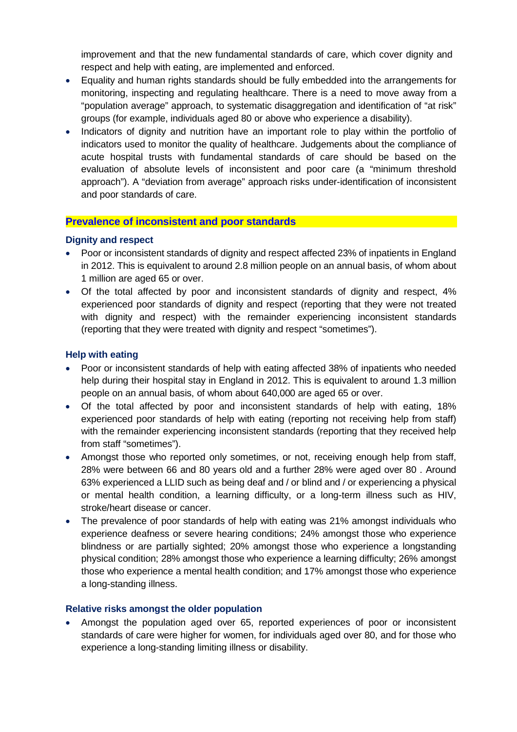improvement and that the new fundamental standards of care, which cover dignity and respect and help with eating, are implemented and enforced.

- Equality and human rights standards should be fully embedded into the arrangements for monitoring, inspecting and regulating healthcare. There is a need to move away from a "population average" approach, to systematic disaggregation and identification of "at risk" groups (for example, individuals aged 80 or above who experience a disability).
- Indicators of dignity and nutrition have an important role to play within the portfolio of indicators used to monitor the quality of healthcare. Judgements about the compliance of acute hospital trusts with fundamental standards of care should be based on the evaluation of absolute levels of inconsistent and poor care (a "minimum threshold approach"). A "deviation from average" approach risks under-identification of inconsistent and poor standards of care.

## Prevalence of inconsistent and poor standards

### Dignity and respect

- Poor or inconsistent standards of dignity and respect affected 23% of inpatients in England in 2012. This is equivalent to around 2.8 million people on an annual basis, of whom about 1 million are aged 65 or over.
- Of the total affected by poor and inconsistent standards of dignity and respect, 4% experienced poor standards of dignity and respect (reporting that they were not treated with dignity and respect) with the remainder experiencing inconsistent standards (reporting that they were treated with dignity and respect "sometimes").

### Help with eating

- Poor or inconsistent standards of help with eating affected 38% of inpatients who needed help during their hospital stay in England in 2012. This is equivalent to around 1.3 million people on an annual basis, of whom about 640,000 are aged 65 or over.
- Of the total affected by poor and inconsistent standards of help with eating, 18% experienced poor standards of help with eating (reporting not receiving help from staff) with the remainder experiencing inconsistent standards (reporting that they received help from staff "sometimes").
- Amongst those who reported only sometimes, or not, receiving enough help from staff, 28% were between 66 and 80 years old and a further 28% were aged over 80 . Around 63% experienced a LLID such as being deaf and / or blind and / or experiencing a physical or mental health condition, a learning difficulty, or a long-term illness such as HIV, stroke/heart disease or cancer.
- The prevalence of poor standards of help with eating was 21% amongst individuals who experience deafness or severe hearing conditions; 24% amongst those who experience blindness or are partially sighted; 20% amongst those who experience a longstanding physical condition; 28% amongst those who experience a learning difficulty; 26% amongst those who experience a mental health condition; and 17% amongst those who experience a long-standing illness.

### Relative risks amongst the older population

- Amongst the population aged over 65, reported experiences of poor or inconsistent standards of care were higher for women, for individuals aged over 80, and for those who experience a long-standing limiting illness or disability.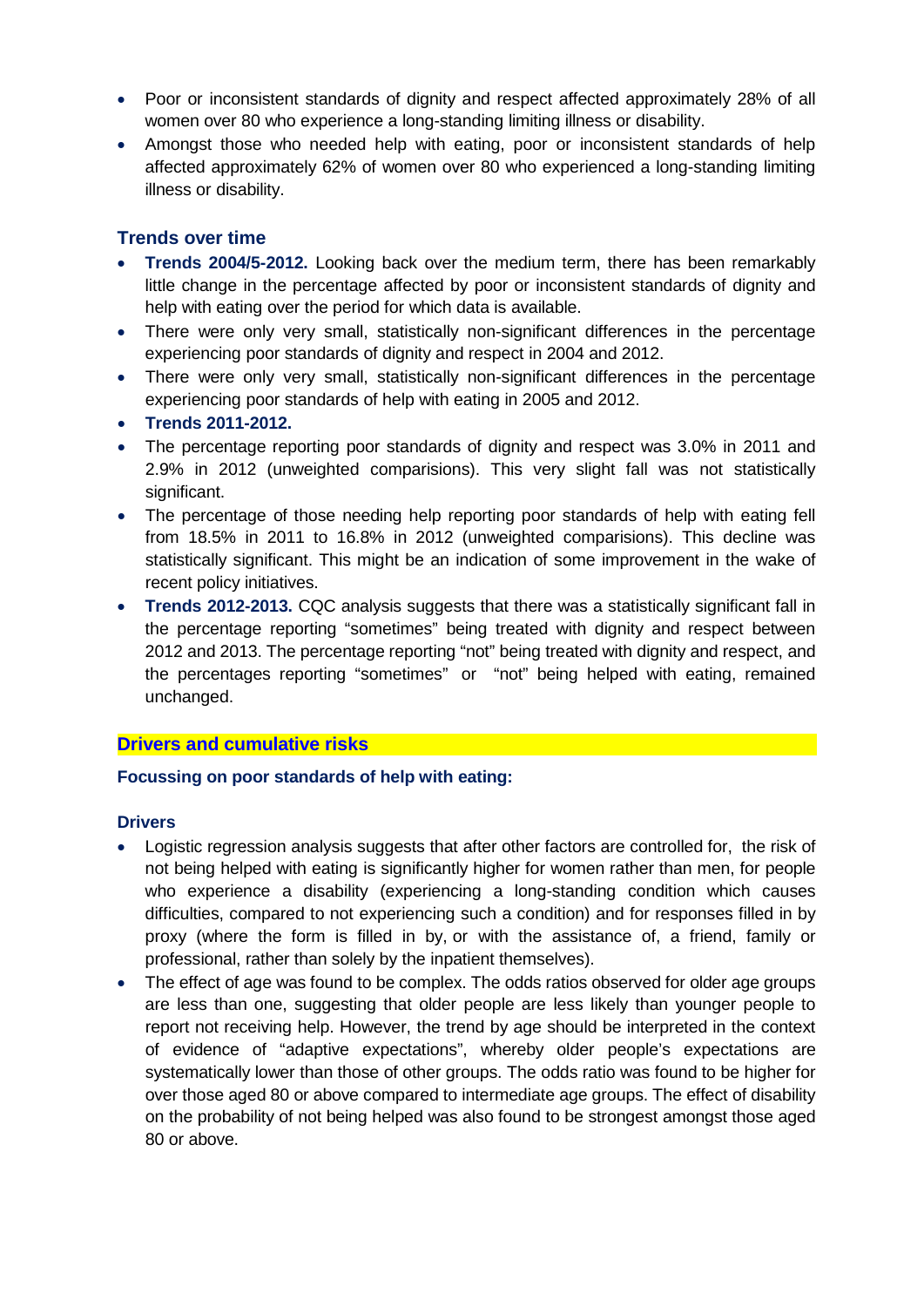- Poor or inconsistent standards of dignity and respect affected approximately 28% of all women over 80 who experience a long-standing limiting illness or disability.
- Amongst those who needed help with eating, poor or inconsistent standards of help affected approximately 62% of women over 80 who experienced a long-standing limiting illness or disability.

### Trends over time

- **Trends 2004/5-2012.** Looking back over the medium term, there has been remarkably little change in the percentage affected by poor or inconsistent standards of dignity and help with eating over the period for which data is available.
- There were only very small, statistically non-significant differences in the percentage experiencing poor standards of dignity and respect in 2004 and 2012.
- There were only very small, statistically non-significant differences in the percentage experiencing poor standards of help with eating in 2005 and 2012.
- **Trends 2011-2012.**
- The percentage reporting poor standards of dignity and respect was 3.0% in 2011 and 2.9% in 2012 (unweighted comparisions). This very slight fall was not statistically significant.
- The percentage of those needing help reporting poor standards of help with eating fell from 18.5% in 2011 to 16.8% in 2012 (unweighted comparisions). This decline was statistically significant. This might be an indication of some improvement in the wake of recent policy initiatives.
- **Trends 2012-2013.** CQC analysis suggests that there was a statistically significant fall in the percentage reporting "sometimes" being treated with dignity and respect between 2012 and 2013. The percentage reporting "not" being treated with dignity and respect, and the percentages reporting "sometimes" or "not" being helped with eating, remained unchanged.

## Drivers and cumulative risks

**Focussing on poor standards of help with eating:**

### Drivers

- Logistic regression analysis suggests that after other factors are controlled for, the risk of not being helped with eating is significantly higher for women rather than men, for people who experience a disability (experiencing a long-standing condition which causes difficulties, compared to not experiencing such a condition) and for responses filled in by proxy (where the form is filled in by, or with the assistance of, a friend, family or professional, rather than solely by the inpatient themselves).
- The effect of age was found to be complex. The odds ratios observed for older age groups are less than one, suggesting that older people are less likely than younger people to report not receiving help. However, the trend by age should be interpreted in the context of evidence of "adaptive expectations", whereby older people's expectations are systematically lower than those of other groups. The odds ratio was found to be higher for over those aged 80 or above compared to intermediate age groups. The effect of disability on the probability of not being helped was also found to be strongest amongst those aged 80 or above.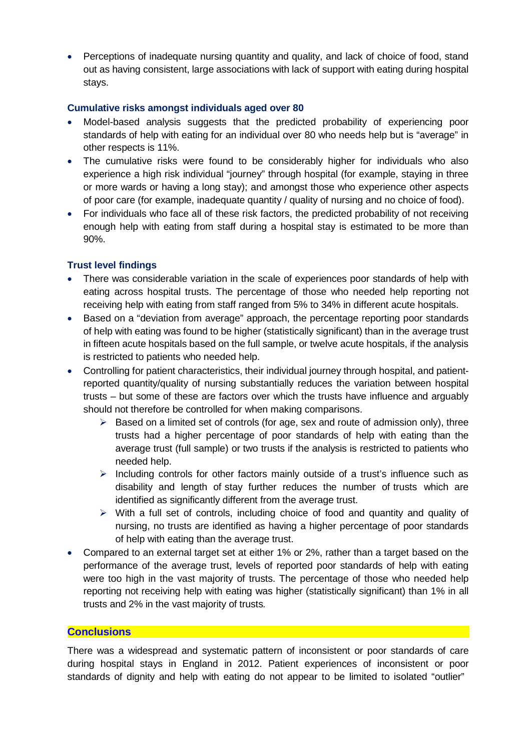- Perceptions of inadequate nursing quantity and quality, and lack of choice of food, stand out as having consistent, large associations with lack of support with eating during hospital stays.

### Cumulative risks amongst individuals aged over 80

- Model-based analysis suggests that the predicted probability of experiencing poor standards of help with eating for an individual over 80 who needs help but is "average" in other respects is 11%.
- The cumulative risks were found to be considerably higher for individuals who also experience a high risk individual "journey" through hospital (for example, staying in three or more wards or having a long stay); and amongst those who experience other aspects of poor care (for example, inadequate quantity / quality of nursing and no choice of food).
- For individuals who face all of these risk factors, the predicted probability of not receiving enough help with eating from staff during a hospital stay is estimated to be more than 90%.

### Trust level findings

- There was considerable variation in the scale of experiences poor standards of help with eating across hospital trusts. The percentage of those who needed help reporting not receiving help with eating from staff ranged from 5% to 34% in different acute hospitals.
- Based on a "deviation from average" approach, the percentage reporting poor standards of help with eating was found to be higher (statistically significant) than in the average trust in fifteen acute hospitals based on the full sample, or twelve acute hospitals, if the analysis is restricted to patients who needed help.
- Controlling for patient characteristics, their individual journey through hospital, and patient-reported quantity/quality of nursing substantially reduces the variation between hospital trusts – but some of these are factors over which the trusts have influence and arguably should not therefore be controlled for when making comparisons.
  - Based on a limited set of controls (for age, sex and route of admission only), three trusts had a higher percentage of poor standards of help with eating than the average trust (full sample) or two trusts if the analysis is restricted to patients who needed help.
  - Including controls for other factors mainly outside of a trust's influence such as disability and length of stay further reduces the number of trusts which are identified as significantly different from the average trust.
  - With a full set of controls, including choice of food and quantity and quality of nursing, no trusts are identified as having a higher percentage of poor standards of help with eating than the average trust.
- Compared to an external target set at either 1% or 2%, rather than a target based on the performance of the average trust, levels of reported poor standards of help with eating were too high in the vast majority of trusts. The percentage of those who needed help reporting not receiving help with eating was higher (statistically significant) than 1% in all trusts and 2% in the vast majority of trusts.

## Conclusions

There was a widespread and systematic pattern of inconsistent or poor standards of care during hospital stays in England in 2012. Patient experiences of inconsistent or poor standards of dignity and help with eating do not appear to be limited to isolated "outlier"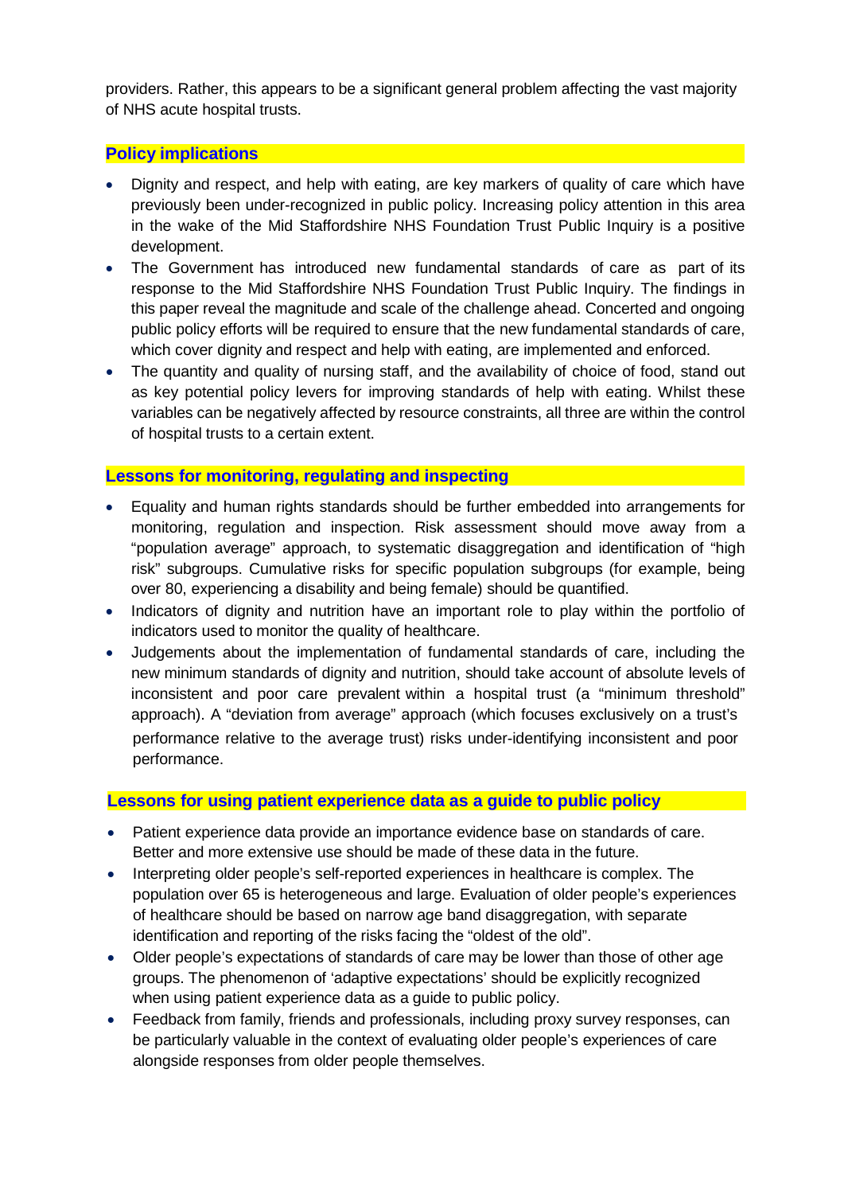providers. Rather, this appears to be a significant general problem affecting the vast majority of NHS acute hospital trusts.

## Policy implications

- Dignity and respect, and help with eating, are key markers of quality of care which have previously been under-recognized in public policy. Increasing policy attention in this area in the wake of the Mid Staffordshire NHS Foundation Trust Public Inquiry is a positive development.
- The Government has introduced new fundamental standards of care as part of its response to the Mid Staffordshire NHS Foundation Trust Public Inquiry. The findings in this paper reveal the magnitude and scale of the challenge ahead. Concerted and ongoing public policy efforts will be required to ensure that the new fundamental standards of care, which cover dignity and respect and help with eating, are implemented and enforced.
- The quantity and quality of nursing staff, and the availability of choice of food, stand out as key potential policy levers for improving standards of help with eating. Whilst these variables can be negatively affected by resource constraints, all three are within the control of hospital trusts to a certain extent.

## Lessons for monitoring, regulating and inspecting

- Equality and human rights standards should be further embedded into arrangements for monitoring, regulation and inspection. Risk assessment should move away from a "population average" approach, to systematic disaggregation and identification of "high risk" subgroups. Cumulative risks for specific population subgroups (for example, being over 80, experiencing a disability and being female) should be quantified.
- Indicators of dignity and nutrition have an important role to play within the portfolio of indicators used to monitor the quality of healthcare.
- Judgements about the implementation of fundamental standards of care, including the new minimum standards of dignity and nutrition, should take account of absolute levels of inconsistent and poor care prevalent within a hospital trust (a "minimum threshold" approach). A "deviation from average" approach (which focuses exclusively on a trust's performance relative to the average trust) risks under-identifying inconsistent and poor performance.

## Lessons for using patient experience data as a guide to public policy

- Patient experience data provide an importance evidence base on standards of care. Better and more extensive use should be made of these data in the future.
- Interpreting older people's self-reported experiences in healthcare is complex. The population over 65 is heterogeneous and large. Evaluation of older people's experiences of healthcare should be based on narrow age band disaggregation, with separate identification and reporting of the risks facing the "oldest of the old".
- Older people's expectations of standards of care may be lower than those of other age groups. The phenomenon of 'adaptive expectations' should be explicitly recognized when using patient experience data as a guide to public policy.
- Feedback from family, friends and professionals, including proxy survey responses, can be particularly valuable in the context of evaluating older people's experiences of care alongside responses from older people themselves.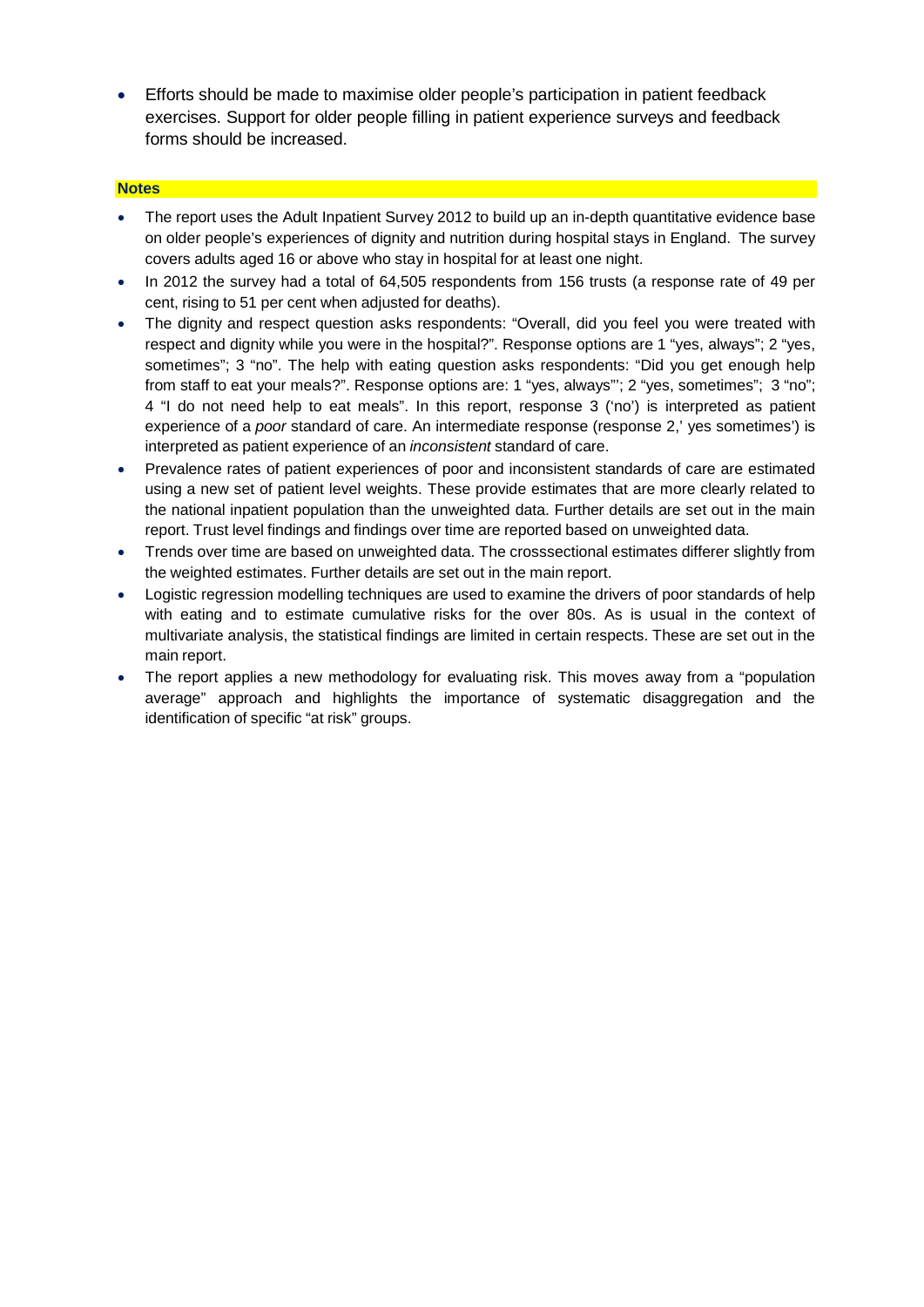- Efforts should be made to maximise older people's participation in patient feedback exercises. Support for older people filling in patient experience surveys and feedback forms should be increased.

**Notes**

- The report uses the Adult Inpatient Survey 2012 to build up an in-depth quantitative evidence base on older people's experiences of dignity and nutrition during hospital stays in England. The survey covers adults aged 16 or above who stay in hospital for at least one night.
- In 2012 the survey had a total of 64,505 respondents from 156 trusts (a response rate of 49 per cent, rising to 51 per cent when adjusted for deaths).
- The dignity and respect question asks respondents: "Overall, did you feel you were treated with respect and dignity while you were in the hospital?". Response options are 1 "yes, always"; 2 "yes, sometimes"; 3 "no". The help with eating question asks respondents: "Did you get enough help from staff to eat your meals?". Response options are: 1 "yes, always"'; 2 "yes, sometimes"; 3 "no"; 4 "I do not need help to eat meals". In this report, response 3 ('no') is interpreted as patient experience of a *poor* standard of care. An intermediate response (response 2,' yes sometimes') is interpreted as patient experience of an *inconsistent* standard of care.
- Prevalence rates of patient experiences of poor and inconsistent standards of care are estimated using a new set of patient level weights. These provide estimates that are more clearly related to the national inpatient population than the unweighted data. Further details are set out in the main report. Trust level findings and findings over time are reported based on unweighted data.
- Trends over time are based on unweighted data. The crosssectional estimates differer slightly from the weighted estimates. Further details are set out in the main report.
- Logistic regression modelling techniques are used to examine the drivers of poor standards of help with eating and to estimate cumulative risks for the over 80s. As is usual in the context of multivariate analysis, the statistical findings are limited in certain respects. These are set out in the main report.
- The report applies a new methodology for evaluating risk. This moves away from a "population average" approach and highlights the importance of systematic disaggregation and the identification of specific "at risk" groups.